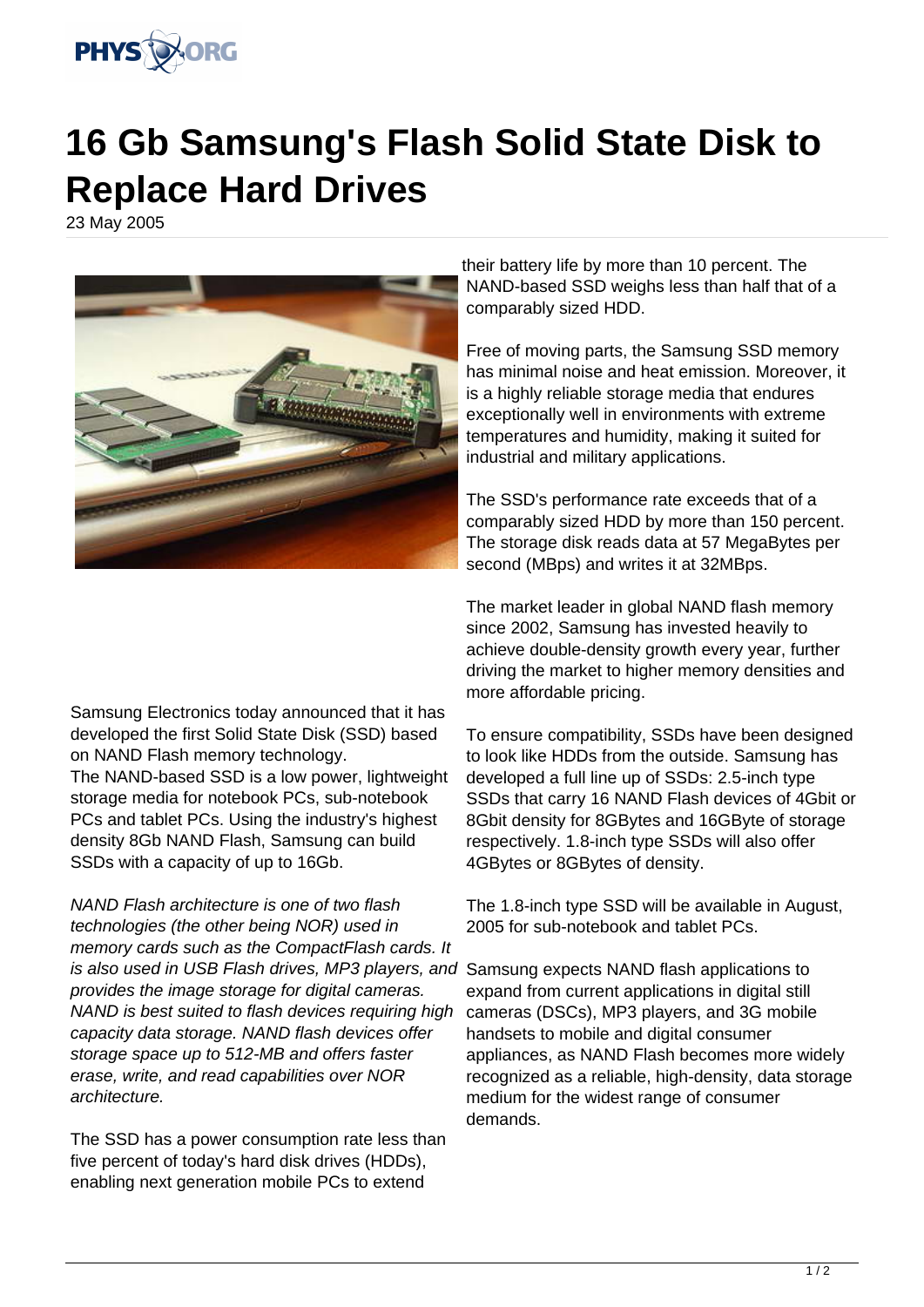# 16 Gb Samsung's Flash Solid State Disk to Replace Hard Drives

23 May 2005

Samsung Electronics today announced that it has developed the first Solid State Disk (SSD) based on NAND Flash memory technology.
The NAND-based SSD is a low power, lightweight storage media for notebook PCs, sub-notebook PCs and tablet PCs. Using the industry's highest density 8Gb NAND Flash, Samsung can build SSDs with a capacity of up to 16Gb.

*NAND Flash architecture is one of two flash technologies (the other being NOR) used in memory cards such as the CompactFlash cards. It is also used in USB Flash drives, MP3 players, and provides the image storage for digital cameras. NAND is best suited to flash devices requiring high capacity data storage. NAND flash devices offer storage space up to 512-MB and offers faster erase, write, and read capabilities over NOR architecture.*

The SSD has a power consumption rate less than five percent of today's hard disk drives (HDDs), enabling next generation mobile PCs to extend their battery life by more than 10 percent. The NAND-based SSD weighs less than half that of a comparably sized HDD.

Free of moving parts, the Samsung SSD memory has minimal noise and heat emission. Moreover, it is a highly reliable storage media that endures exceptionally well in environments with extreme temperatures and humidity, making it suited for industrial and military applications.

The SSD's performance rate exceeds that of a comparably sized HDD by more than 150 percent. The storage disk reads data at 57 MegaBytes per second (MBps) and writes it at 32MBps.

The market leader in global NAND flash memory since 2002, Samsung has invested heavily to achieve double-density growth every year, further driving the market to higher memory densities and more affordable pricing.

To ensure compatibility, SSDs have been designed to look like HDDs from the outside. Samsung has developed a full line up of SSDs: 2.5-inch type SSDs that carry 16 NAND Flash devices of 4Gbit or 8Gbit density for 8GBytes and 16GByte of storage respectively. 1.8-inch type SSDs will also offer 4GBytes or 8GBytes of density.

The 1.8-inch type SSD will be available in August, 2005 for sub-notebook and tablet PCs.

Samsung expects NAND flash applications to expand from current applications in digital still cameras (DSCs), MP3 players, and 3G mobile handsets to mobile and digital consumer appliances, as NAND Flash becomes more widely recognized as a reliable, high-density, data storage medium for the widest range of consumer demands.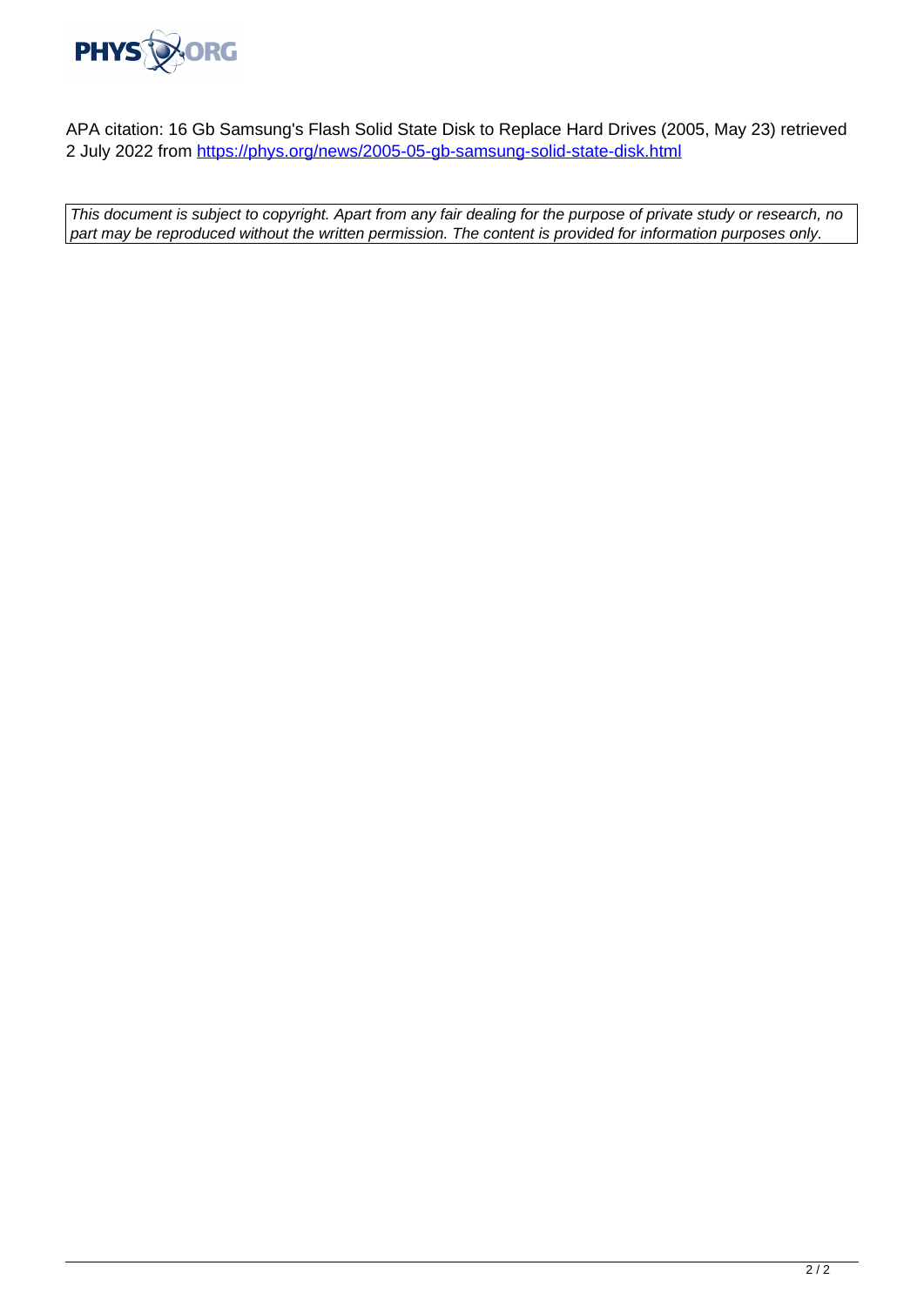APA citation: 16 Gb Samsung's Flash Solid State Disk to Replace Hard Drives (2005, May 23) retrieved 2 July 2022 from https://phys.org/news/2005-05-gb-samsung-solid-state-disk.html

*This document is subject to copyright. Apart from any fair dealing for the purpose of private study or research, no part may be reproduced without the written permission. The content is provided for information purposes only.*